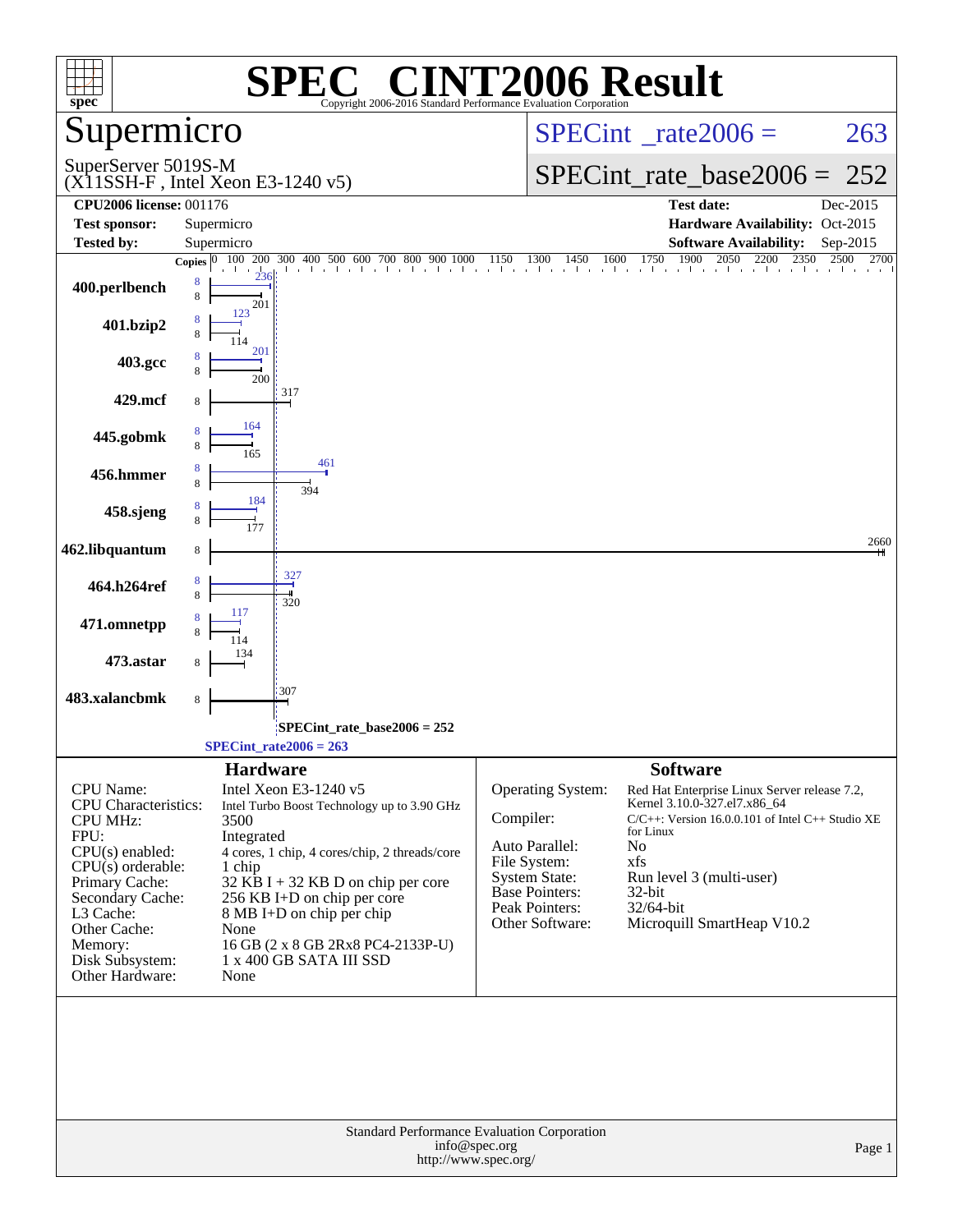# SPEC CINT2006 Result

Copyright 2006-2016 Standard Performance Evaluation Corporation

## Supermicro

SuperServer 5019S-M
(X11SSH-F , Intel Xeon E3-1240 v5)

SPECint_rate2006 = 263

SPECint_rate_base2006 = 252

| | | | |
|---|---|---|---|
| **CPU2006 license:** 001176 | | **Test date:** | Dec-2015 |
| **Test sponsor:** | Supermicro | **Hardware Availability:** | Oct-2015 |
| **Tested by:** | Supermicro | **Software Availability:** | Sep-2015 |

| Benchmark | Copies (peak) | Peak | Copies (base) | Base |
|---|---|---|---|---|
| 400.perlbench | 8 | 236 | 8 | 201 |
| 401.bzip2 | 8 | 123 | 8 | 114 |
| 403.gcc | 8 | 201 | 8 | 200 |
| 429.mcf | | | 8 | 317 |
| 445.gobmk | 8 | 164 | 8 | 165 |
| 456.hmmer | 8 | 461 | 8 | 394 |
| 458.sjeng | 8 | 184 | 8 | 177 |
| 462.libquantum | | | 8 | 2660 |
| 464.h264ref | 8 | 327 | 8 | 320 |
| 471.omnetpp | 8 | 117 | 8 | 114 |
| 473.astar | | | 8 | 134 |
| 483.xalancbmk | | | 8 | 307 |

SPECint_rate_base2006 = 252

SPECint_rate2006 = 263

## Hardware

| | |
|---|---|
| CPU Name: | Intel Xeon E3-1240 v5 |
| CPU Characteristics: | Intel Turbo Boost Technology up to 3.90 GHz |
| CPU MHz: | 3500 |
| FPU: | Integrated |
| CPU(s) enabled: | 4 cores, 1 chip, 4 cores/chip, 2 threads/core |
| CPU(s) orderable: | 1 chip |
| Primary Cache: | 32 KB I + 32 KB D on chip per core |
| Secondary Cache: | 256 KB I+D on chip per core |
| L3 Cache: | 8 MB I+D on chip per chip |
| Other Cache: | None |
| Memory: | 16 GB (2 x 8 GB 2Rx8 PC4-2133P-U) |
| Disk Subsystem: | 1 x 400 GB SATA III SSD |
| Other Hardware: | None |

## Software

| | |
|---|---|
| Operating System: | Red Hat Enterprise Linux Server release 7.2, Kernel 3.10.0-327.el7.x86_64 |
| Compiler: | C/C++: Version 16.0.0.101 of Intel C++ Studio XE for Linux |
| Auto Parallel: | No |
| File System: | xfs |
| System State: | Run level 3 (multi-user) |
| Base Pointers: | 32-bit |
| Peak Pointers: | 32/64-bit |
| Other Software: | Microquill SmartHeap V10.2 |

Standard Performance Evaluation Corporation
info@spec.org
http://www.spec.org/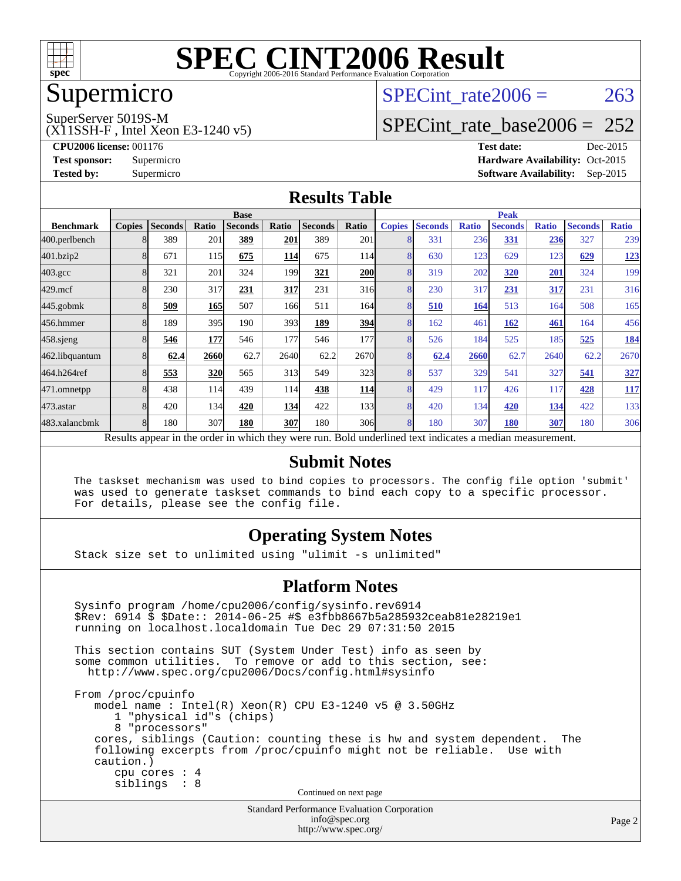# SPEC CINT2006 Result

Copyright 2006-2016 Standard Performance Evaluation Corporation

## Supermicro

SuperServer 5019S-M
(X11SSH-F , Intel Xeon E3-1240 v5)

SPECint_rate2006 = 263

SPECint_rate_base2006 = 252

**CPU2006 license:** 001176
**Test sponsor:** Supermicro
**Tested by:** Supermicro

**Test date:** Dec-2015
**Hardware Availability:** Oct-2015
**Software Availability:** Sep-2015

## Results Table

| Benchmark | Base | | | | | | | Peak | | | | | | |
|---|---|---|---|---|---|---|---|---|---|---|---|---|---|---|
| | Copies | Seconds | Ratio | Seconds | Ratio | Seconds | Ratio | Copies | Seconds | Ratio | Seconds | Ratio | Seconds | Ratio |
| 400.perlbench | 8 | 389 | 201 | **389** | **201** | 389 | 201 | 8 | 331 | 236 | **331** | **236** | 327 | 239 |
| 401.bzip2 | 8 | 671 | 115 | **675** | **114** | 675 | 114 | 8 | 630 | 123 | 629 | 123 | **629** | **123** |
| 403.gcc | 8 | 321 | 201 | 324 | 199 | **321** | **200** | 8 | 319 | 202 | **320** | **201** | 324 | 199 |
| 429.mcf | 8 | 230 | 317 | **231** | **317** | 231 | 316 | 8 | 230 | 317 | **231** | **317** | 231 | 316 |
| 445.gobmk | 8 | **509** | **165** | 507 | 166 | 511 | 164 | 8 | **510** | **164** | 513 | 164 | 508 | 165 |
| 456.hmmer | 8 | 189 | 395 | 190 | 393 | **189** | **394** | 8 | 162 | 461 | **162** | **461** | 164 | 456 |
| 458.sjeng | 8 | **546** | **177** | 546 | 177 | 546 | 177 | 8 | 526 | 184 | 525 | 185 | **525** | **184** |
| 462.libquantum | 8 | **62.4** | **2660** | 62.7 | 2640 | 62.2 | 2670 | 8 | **62.4** | **2660** | 62.7 | 2640 | 62.2 | 2670 |
| 464.h264ref | 8 | **553** | **320** | 565 | 313 | 549 | 323 | 8 | 537 | 329 | 541 | 327 | **541** | **327** |
| 471.omnetpp | 8 | 438 | 114 | 439 | 114 | **438** | **114** | 8 | 429 | 117 | 426 | 117 | **428** | **117** |
| 473.astar | 8 | 420 | 134 | **420** | **134** | 422 | 133 | 8 | 420 | 134 | **420** | **134** | 422 | 133 |
| 483.xalancbmk | 8 | 180 | 307 | **180** | **307** | 180 | 306 | 8 | 180 | 307 | **180** | **307** | 180 | 306 |

Results appear in the order in which they were run. Bold underlined text indicates a median measurement.

## Submit Notes

```
The taskset mechanism was used to bind copies to processors. The config file option 'submit'
was used to generate taskset commands to bind each copy to a specific processor.
For details, please see the config file.
```

## Operating System Notes

```
Stack size set to unlimited using "ulimit -s unlimited"
```

## Platform Notes

```
Sysinfo program /home/cpu2006/config/sysinfo.rev6914
$Rev: 6914 $ $Date:: 2014-06-25 #$ e3fbb8667b5a285932ceab81e28219e1
running on localhost.localdomain Tue Dec 29 07:31:50 2015

This section contains SUT (System Under Test) info as seen by
some common utilities.  To remove or add to this section, see:
  http://www.spec.org/cpu2006/Docs/config.html#sysinfo

From /proc/cpuinfo
   model name : Intel(R) Xeon(R) CPU E3-1240 v5 @ 3.50GHz
      1 "physical id"s (chips)
      8 "processors"
   cores, siblings (Caution: counting these is hw and system dependent.  The
   following excerpts from /proc/cpuinfo might not be reliable.  Use with
   caution.)
      cpu cores : 4
      siblings  : 8
```

Continued on next page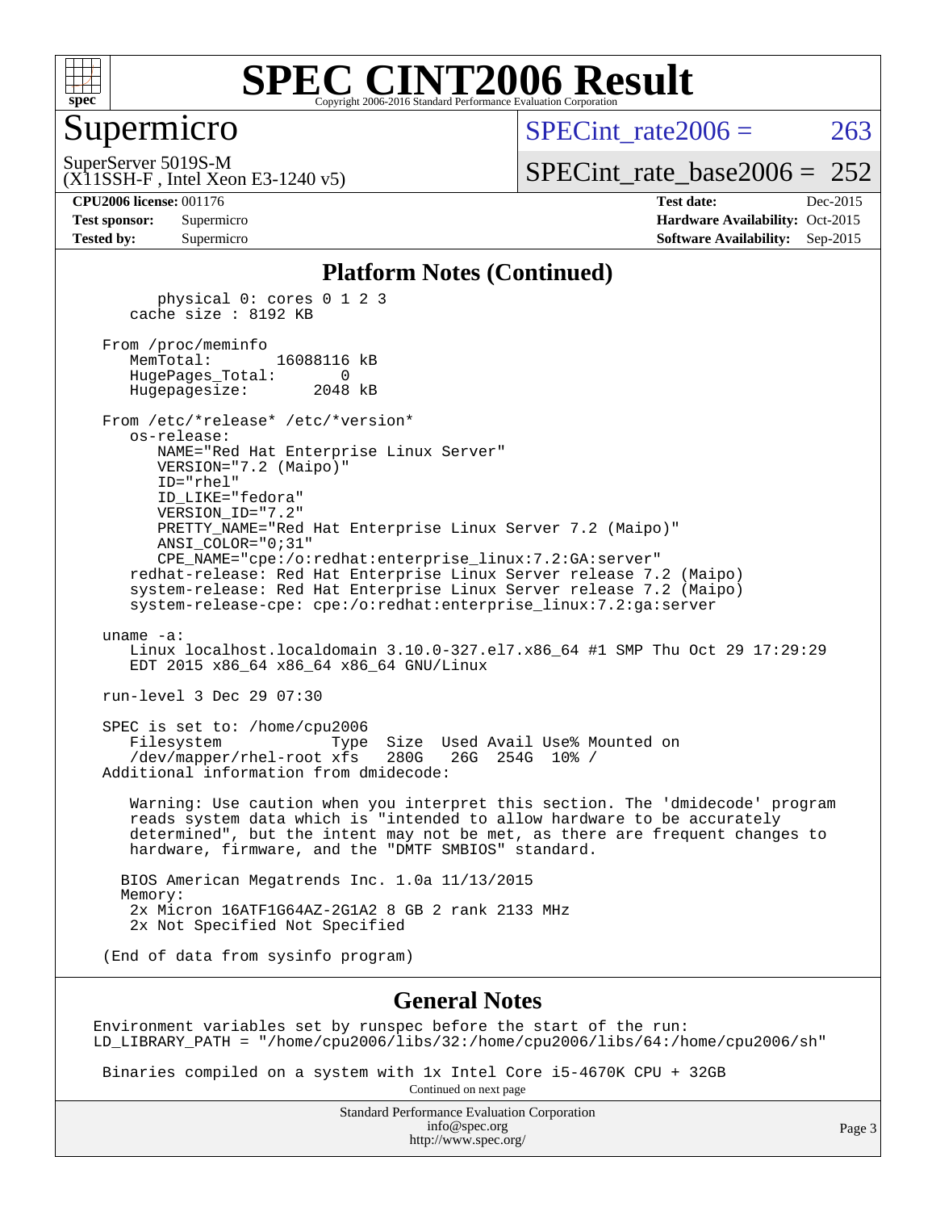# SPEC CINT2006 Result

## Supermicro

SuperServer 5019S-M
(X11SSH-F , Intel Xeon E3-1240 v5)

SPECint_rate2006 = 263

SPECint_rate_base2006 = 252

**CPU2006 license:** 001176
**Test sponsor:** Supermicro
**Tested by:** Supermicro

**Test date:** Dec-2015
**Hardware Availability:** Oct-2015
**Software Availability:** Sep-2015

### Platform Notes (Continued)

```
        physical 0: cores 0 1 2 3
     cache size : 8192 KB

  From /proc/meminfo
     MemTotal:       16088116 kB
     HugePages_Total:       0
     Hugepagesize:       2048 kB

  From /etc/*release* /etc/*version*
     os-release:
        NAME="Red Hat Enterprise Linux Server"
        VERSION="7.2 (Maipo)"
        ID="rhel"
        ID_LIKE="fedora"
        VERSION_ID="7.2"
        PRETTY_NAME="Red Hat Enterprise Linux Server 7.2 (Maipo)"
        ANSI_COLOR="0;31"
        CPE_NAME="cpe:/o:redhat:enterprise_linux:7.2:GA:server"
     redhat-release: Red Hat Enterprise Linux Server release 7.2 (Maipo)
     system-release: Red Hat Enterprise Linux Server release 7.2 (Maipo)
     system-release-cpe: cpe:/o:redhat:enterprise_linux:7.2:ga:server

  uname -a:
     Linux localhost.localdomain 3.10.0-327.el7.x86_64 #1 SMP Thu Oct 29 17:29:29
     EDT 2015 x86_64 x86_64 x86_64 GNU/Linux

  run-level 3 Dec 29 07:30

  SPEC is set to: /home/cpu2006
     Filesystem            Type  Size  Used Avail Use% Mounted on
     /dev/mapper/rhel-root xfs   280G   26G  254G  10% /
  Additional information from dmidecode:

     Warning: Use caution when you interpret this section. The 'dmidecode' program
     reads system data which is "intended to allow hardware to be accurately
     determined", but the intent may not be met, as there are frequent changes to
     hardware, firmware, and the "DMTF SMBIOS" standard.

    BIOS American Megatrends Inc. 1.0a 11/13/2015
    Memory:
     2x Micron 16ATF1G64AZ-2G1A2 8 GB 2 rank 2133 MHz
     2x Not Specified Not Specified

  (End of data from sysinfo program)
```

### General Notes

```
 Environment variables set by runspec before the start of the run:
 LD_LIBRARY_PATH = "/home/cpu2006/libs/32:/home/cpu2006/libs/64:/home/cpu2006/sh"

  Binaries compiled on a system with 1x Intel Core i5-4670K CPU + 32GB
```

Continued on next page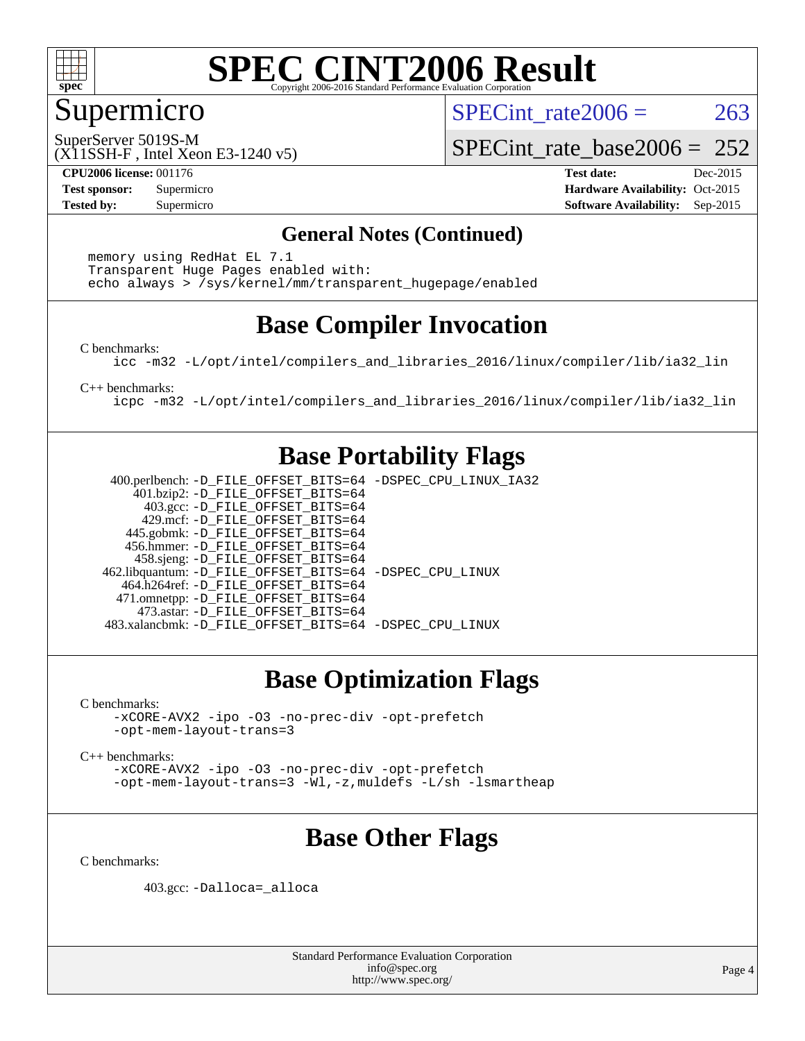# SPEC CINT2006 Result

## Supermicro

SuperServer 5019S-M
(X11SSH-F , Intel Xeon E3-1240 v5)

SPECint_rate2006 = 263

SPECint_rate_base2006 = 252

**CPU2006 license:** 001176
**Test sponsor:** Supermicro
**Tested by:** Supermicro

**Test date:** Dec-2015
**Hardware Availability:** Oct-2015
**Software Availability:** Sep-2015

### General Notes (Continued)

```
memory using RedHat EL 7.1
Transparent Huge Pages enabled with:
echo always > /sys/kernel/mm/transparent_hugepage/enabled
```

## Base Compiler Invocation

C benchmarks:

```
icc -m32 -L/opt/intel/compilers_and_libraries_2016/linux/compiler/lib/ia32_lin
```

C++ benchmarks:

```
icpc -m32 -L/opt/intel/compilers_and_libraries_2016/linux/compiler/lib/ia32_lin
```

## Base Portability Flags

| Benchmark | Flags |
|---|---|
| 400.perlbench: | -D_FILE_OFFSET_BITS=64 -DSPEC_CPU_LINUX_IA32 |
| 401.bzip2: | -D_FILE_OFFSET_BITS=64 |
| 403.gcc: | -D_FILE_OFFSET_BITS=64 |
| 429.mcf: | -D_FILE_OFFSET_BITS=64 |
| 445.gobmk: | -D_FILE_OFFSET_BITS=64 |
| 456.hmmer: | -D_FILE_OFFSET_BITS=64 |
| 458.sjeng: | -D_FILE_OFFSET_BITS=64 |
| 462.libquantum: | -D_FILE_OFFSET_BITS=64 -DSPEC_CPU_LINUX |
| 464.h264ref: | -D_FILE_OFFSET_BITS=64 |
| 471.omnetpp: | -D_FILE_OFFSET_BITS=64 |
| 473.astar: | -D_FILE_OFFSET_BITS=64 |
| 483.xalancbmk: | -D_FILE_OFFSET_BITS=64 -DSPEC_CPU_LINUX |

## Base Optimization Flags

C benchmarks:

```
-xCORE-AVX2 -ipo -O3 -no-prec-div -opt-prefetch
-opt-mem-layout-trans=3
```

C++ benchmarks:

```
-xCORE-AVX2 -ipo -O3 -no-prec-div -opt-prefetch
-opt-mem-layout-trans=3 -Wl,-z,muldefs -L/sh -lsmartheap
```

## Base Other Flags

C benchmarks:

403.gcc: `-Dalloca=_alloca`

Standard Performance Evaluation Corporation
info@spec.org
http://www.spec.org/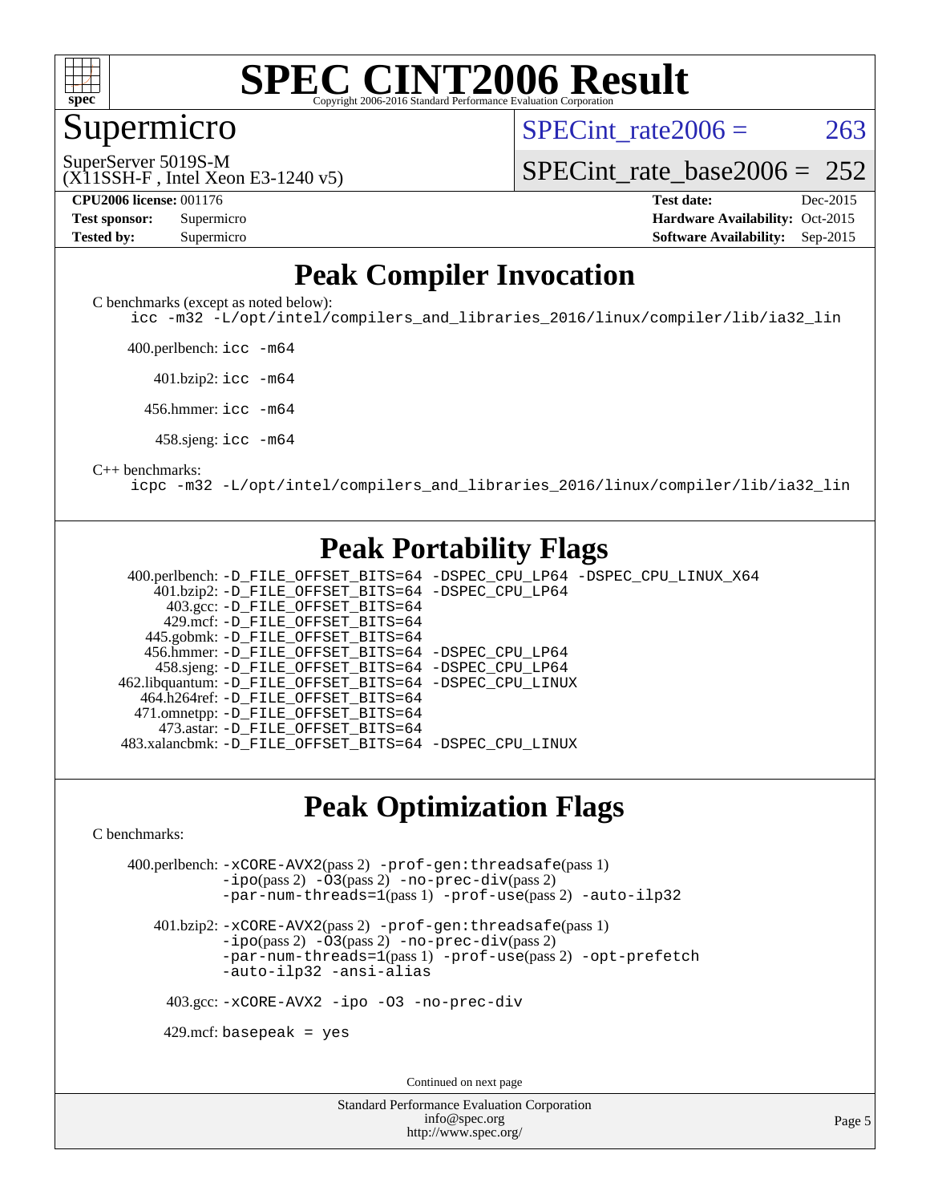# SPEC CINT2006 Result

Copyright 2006-2016 Standard Performance Evaluation Corporation

## Supermicro

SuperServer 5019S-M
(X11SSH-F , Intel Xeon E3-1240 v5)

SPECint_rate2006 = 263

SPECint_rate_base2006 = 252

**CPU2006 license:** 001176
**Test sponsor:** Supermicro
**Tested by:** Supermicro

**Test date:** Dec-2015
**Hardware Availability:** Oct-2015
**Software Availability:** Sep-2015

## Peak Compiler Invocation

C benchmarks (except as noted below):
icc -m32 -L/opt/intel/compilers_and_libraries_2016/linux/compiler/lib/ia32_lin

400.perlbench: icc -m64

401.bzip2: icc -m64

456.hmmer: icc -m64

458.sjeng: icc -m64

C++ benchmarks:
icpc -m32 -L/opt/intel/compilers_and_libraries_2016/linux/compiler/lib/ia32_lin

## Peak Portability Flags

400.perlbench: -D_FILE_OFFSET_BITS=64 -DSPEC_CPU_LP64 -DSPEC_CPU_LINUX_X64
401.bzip2: -D_FILE_OFFSET_BITS=64 -DSPEC_CPU_LP64
403.gcc: -D_FILE_OFFSET_BITS=64
429.mcf: -D_FILE_OFFSET_BITS=64
445.gobmk: -D_FILE_OFFSET_BITS=64
456.hmmer: -D_FILE_OFFSET_BITS=64 -DSPEC_CPU_LP64
458.sjeng: -D_FILE_OFFSET_BITS=64 -DSPEC_CPU_LP64
462.libquantum: -D_FILE_OFFSET_BITS=64 -DSPEC_CPU_LINUX
464.h264ref: -D_FILE_OFFSET_BITS=64
471.omnetpp: -D_FILE_OFFSET_BITS=64
473.astar: -D_FILE_OFFSET_BITS=64
483.xalancbmk: -D_FILE_OFFSET_BITS=64 -DSPEC_CPU_LINUX

## Peak Optimization Flags

C benchmarks:

400.perlbench: -xCORE-AVX2(pass 2) -prof-gen:threadsafe(pass 1) -ipo(pass 2) -O3(pass 2) -no-prec-div(pass 2) -par-num-threads=1(pass 1) -prof-use(pass 2) -auto-ilp32

401.bzip2: -xCORE-AVX2(pass 2) -prof-gen:threadsafe(pass 1) -ipo(pass 2) -O3(pass 2) -no-prec-div(pass 2) -par-num-threads=1(pass 1) -prof-use(pass 2) -opt-prefetch -auto-ilp32 -ansi-alias

403.gcc: -xCORE-AVX2 -ipo -O3 -no-prec-div

429.mcf: basepeak = yes

Continued on next page

Standard Performance Evaluation Corporation
info@spec.org
http://www.spec.org/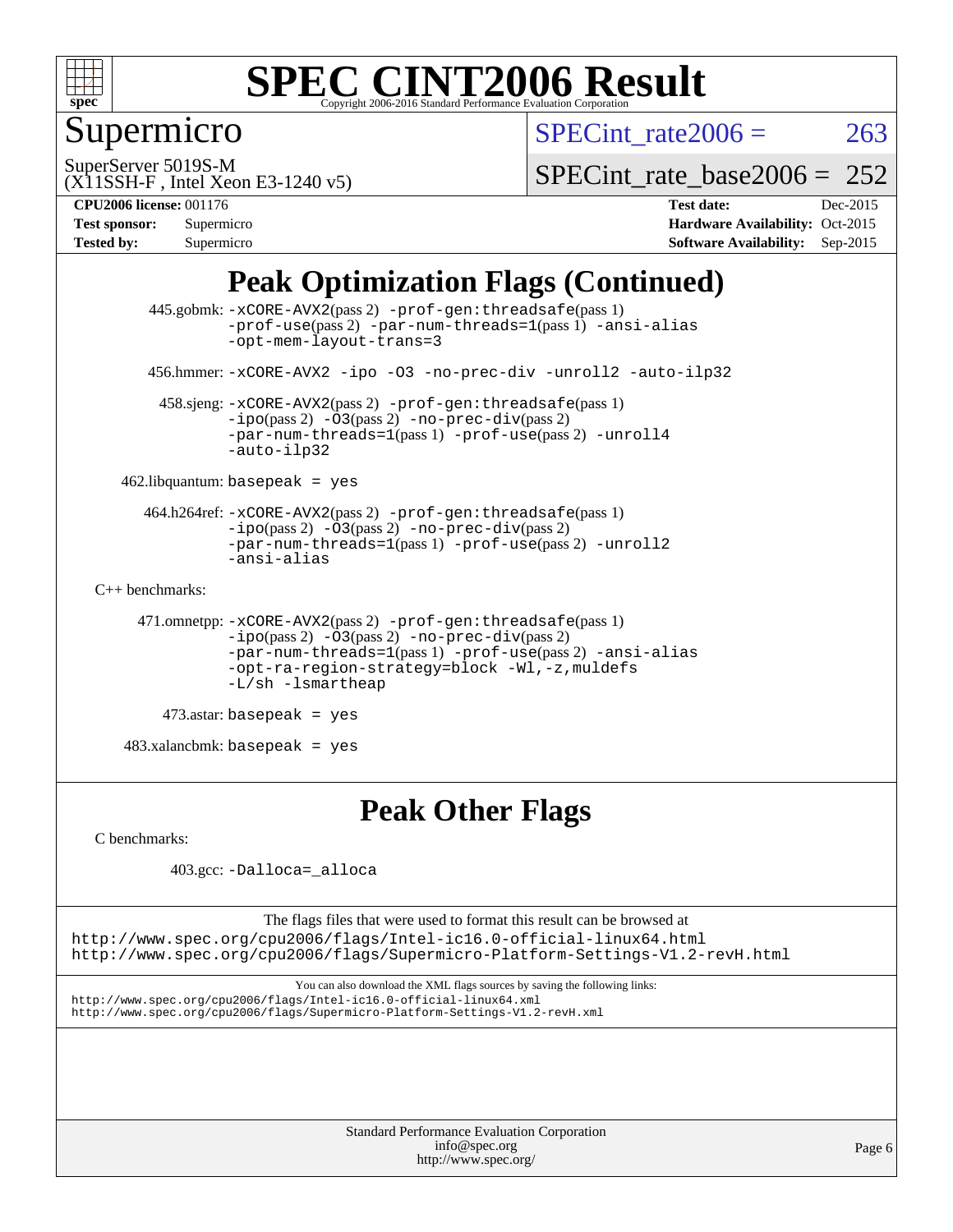# Peak Optimization Flags (Continued)

445.gobmk: -xCORE-AVX2(pass 2) -prof-gen:threadsafe(pass 1) -prof-use(pass 2) -par-num-threads=1(pass 1) -ansi-alias -opt-mem-layout-trans=3

456.hmmer: -xCORE-AVX2 -ipo -O3 -no-prec-div -unroll2 -auto-ilp32

458.sjeng: -xCORE-AVX2(pass 2) -prof-gen:threadsafe(pass 1) -ipo(pass 2) -O3(pass 2) -no-prec-div(pass 2) -par-num-threads=1(pass 1) -prof-use(pass 2) -unroll4 -auto-ilp32

462.libquantum: basepeak = yes

464.h264ref: -xCORE-AVX2(pass 2) -prof-gen:threadsafe(pass 1) -ipo(pass 2) -O3(pass 2) -no-prec-div(pass 2) -par-num-threads=1(pass 1) -prof-use(pass 2) -unroll2 -ansi-alias

C++ benchmarks:

471.omnetpp: -xCORE-AVX2(pass 2) -prof-gen:threadsafe(pass 1) -ipo(pass 2) -O3(pass 2) -no-prec-div(pass 2) -par-num-threads=1(pass 1) -prof-use(pass 2) -ansi-alias -opt-ra-region-strategy=block -Wl,-z,muldefs -L/sh -lsmartheap

473.astar: basepeak = yes

483.xalancbmk: basepeak = yes

# Peak Other Flags

C benchmarks:

403.gcc: -Dalloca=_alloca

The flags files that were used to format this result can be browsed at
http://www.spec.org/cpu2006/flags/Intel-ic16.0-official-linux64.html
http://www.spec.org/cpu2006/flags/Supermicro-Platform-Settings-V1.2-revH.html

You can also download the XML flags sources by saving the following links:
http://www.spec.org/cpu2006/flags/Intel-ic16.0-official-linux64.xml
http://www.spec.org/cpu2006/flags/Supermicro-Platform-Settings-V1.2-revH.xml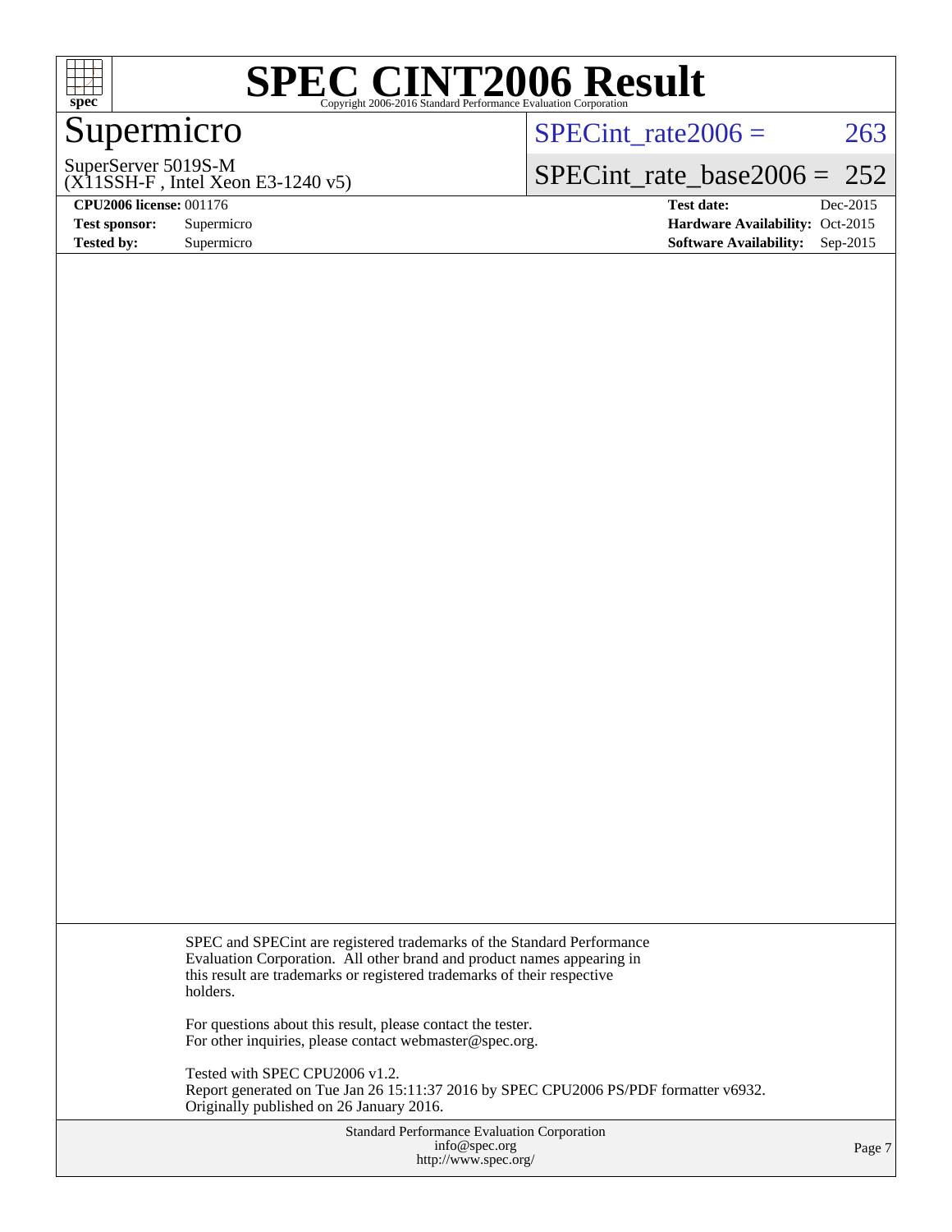# SPEC CINT2006 Result

Copyright 2006-2016 Standard Performance Evaluation Corporation

## Supermicro

SuperServer 5019S-M
(X11SSH-F , Intel Xeon E3-1240 v5)

SPECint_rate2006 = 263

SPECint_rate_base2006 = 252

**CPU2006 license:** 001176
**Test sponsor:** Supermicro
**Tested by:** Supermicro

**Test date:** Dec-2015
**Hardware Availability:** Oct-2015
**Software Availability:** Sep-2015

SPEC and SPECint are registered trademarks of the Standard Performance Evaluation Corporation. All other brand and product names appearing in this result are trademarks or registered trademarks of their respective holders.

For questions about this result, please contact the tester.
For other inquiries, please contact webmaster@spec.org.

Tested with SPEC CPU2006 v1.2.
Report generated on Tue Jan 26 15:11:37 2016 by SPEC CPU2006 PS/PDF formatter v6932.
Originally published on 26 January 2016.

Standard Performance Evaluation Corporation
info@spec.org
http://www.spec.org/